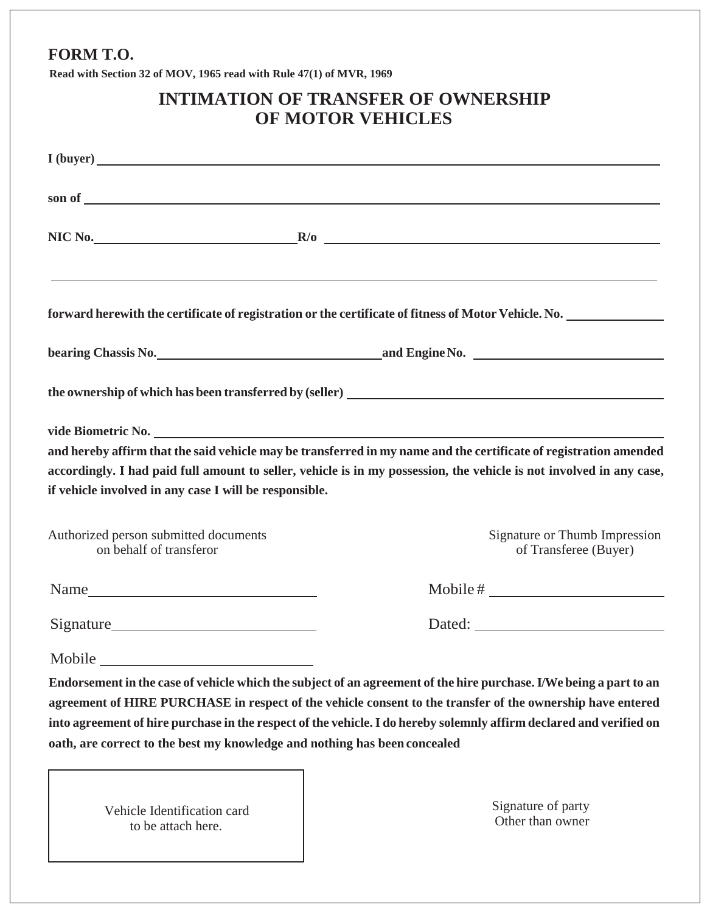**FORM T.O.**

**Read with Section 32 of MOV, 1965 read with Rule 47(1) of MVR, 1969**

# INTIMATION OF TRANSFER OF OWNERSHIP OF MOTOR VEHICLES

**I (buyer)** ______________________________________________

**son of** ______________________________________________

**NIC No.** ____________________ **R/o** ______________________________

______________________________________________

**forward herewith the certificate of registration or the certificate of fitness of Motor Vehicle. No.** ____________

**bearing Chassis No.** ____________________ **and Engine No.** ____________________

**the ownership of which has been transferred by (seller)** ______________________________

**vide Biometric No.** ______________________________________________

**and hereby affirm that the said vehicle may be transferred in my name and the certificate of registration amended accordingly. I had paid full amount to seller, vehicle is in my possession, the vehicle is not involved in any case, if vehicle involved in any case I will be responsible.**

Authorized person submitted documents on behalf of transferor

Signature or Thumb Impression of Transferee (Buyer)

Name ____________________

Mobile # ____________________

Signature ____________________

Dated: ____________________

Mobile ____________________

**Endorsement in the case of vehicle which the subject of an agreement of the hire purchase. I/We being a part to an agreement of HIRE PURCHASE in respect of the vehicle consent to the transfer of the ownership have entered into agreement of hire purchase in the respect of the vehicle. I do hereby solemnly affirm declared and verified on oath, are correct to the best my knowledge and nothing has been concealed**

Vehicle Identification card to be attach here.

Signature of party Other than owner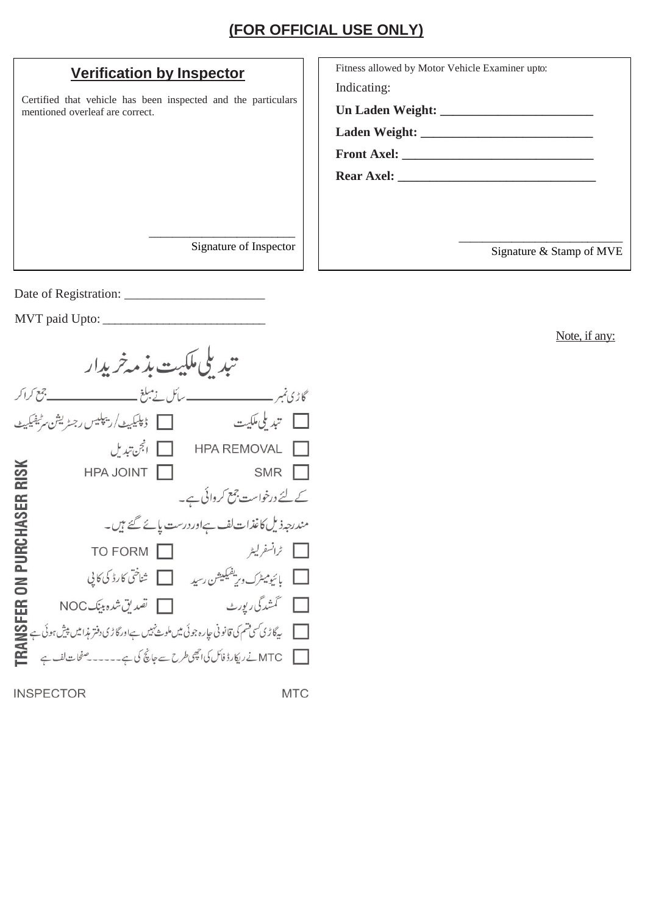**(FOR OFFICIAL USE ONLY)**

## Verification by Inspector

Certified that vehicle has been inspected and the particulars mentioned overleaf are correct.

________________________
Signature of Inspector

Fitness allowed by Motor Vehicle Examiner upto:

Indicating:

**Un Laden Weight:** ________________________

**Laden Weight:** __________________________

**Front Axel:** ____________________________

**Rear Axel:** _____________________________

__________________________
Signature & Stamp of MVE

Date of Registration: ______________________

MVT paid Upto: __________________________

Note, if any:

# تبدیلی ملکیت بذمہ خریدار

**TRANSFER ON PURCHASER RISK**

گاڑی نمبر ____________ سائل نے مبلغ ____________ جمع کراکر

☐ تبدیلی ملکیت ☐ ڈپلیکیٹ/ریپلیس رجسٹریشن سرٹیفیکیٹ

☐ HPA REMOVAL ☐ انجن تبدیل

☐ SMR ☐ HPA JOINT

کے لئے درخواست جمع کروائی ہے۔

مندرجہ ذیل کاغذات لف ہے اور درست پائے گئے ہیں۔

☐ ٹرانسفر لیٹر ☐ TO FORM

☐ بائیومیٹرک ویریفیکیشن رسید ☐ شناختی کارڈ کی کاپی

☐ گمشدگی رپورٹ ☐ تصدیق شدہ بینک NOC

☐ یہ گاڑی کسی قسم کی قانونی چارہ جوئی میں ملوث نہیں ہے اور گاڑی دفتر ہذا میں پیش ہوئی ہے

☐ MTC نے ریکارڈ فائل کی اچھی طرح سے جانچ کی ہے ۔۔۔۔۔ صفحات لف ہے

INSPECTOR MTC